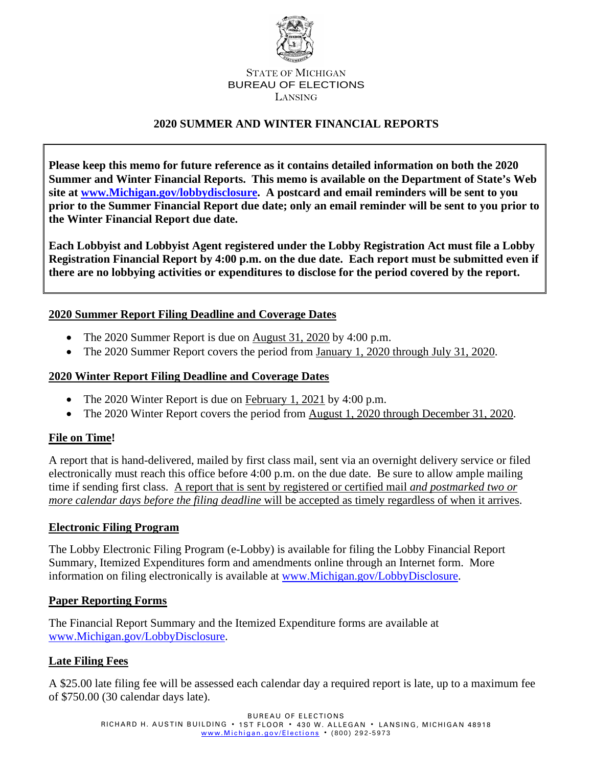STATE OF MICHIGAN
BUREAU OF ELECTIONS
LANSING

## 2020 SUMMER AND WINTER FINANCIAL REPORTS

**Please keep this memo for future reference as it contains detailed information on both the 2020 Summer and Winter Financial Reports. This memo is available on the Department of State's Web site at [www.Michigan.gov/lobbydisclosure](http://www.Michigan.gov/lobbydisclosure). A postcard and email reminders will be sent to you prior to the Summer Financial Report due date; only an email reminder will be sent to you prior to the Winter Financial Report due date.**

**Each Lobbyist and Lobbyist Agent registered under the Lobby Registration Act must file a Lobby Registration Financial Report by 4:00 p.m. on the due date. Each report must be submitted even if there are no lobbying activities or expenditures to disclose for the period covered by the report.**

### 2020 Summer Report Filing Deadline and Coverage Dates

- The 2020 Summer Report is due on August 31, 2020 by 4:00 p.m.
- The 2020 Summer Report covers the period from January 1, 2020 through July 31, 2020.

### 2020 Winter Report Filing Deadline and Coverage Dates

- The 2020 Winter Report is due on February 1, 2021 by 4:00 p.m.
- The 2020 Winter Report covers the period from August 1, 2020 through December 31, 2020.

### File on Time!

A report that is hand-delivered, mailed by first class mail, sent via an overnight delivery service or filed electronically must reach this office before 4:00 p.m. on the due date. Be sure to allow ample mailing time if sending first class. A report that is sent by registered or certified mail *and postmarked two or more calendar days before the filing deadline* will be accepted as timely regardless of when it arrives.

### Electronic Filing Program

The Lobby Electronic Filing Program (e-Lobby) is available for filing the Lobby Financial Report Summary, Itemized Expenditures form and amendments online through an Internet form. More information on filing electronically is available at [www.Michigan.gov/LobbyDisclosure](http://www.Michigan.gov/LobbyDisclosure).

### Paper Reporting Forms

The Financial Report Summary and the Itemized Expenditure forms are available at [www.Michigan.gov/LobbyDisclosure](http://www.Michigan.gov/LobbyDisclosure).

### Late Filing Fees

A $25.00 late filing fee will be assessed each calendar day a required report is late, up to a maximum fee of $750.00 (30 calendar days late).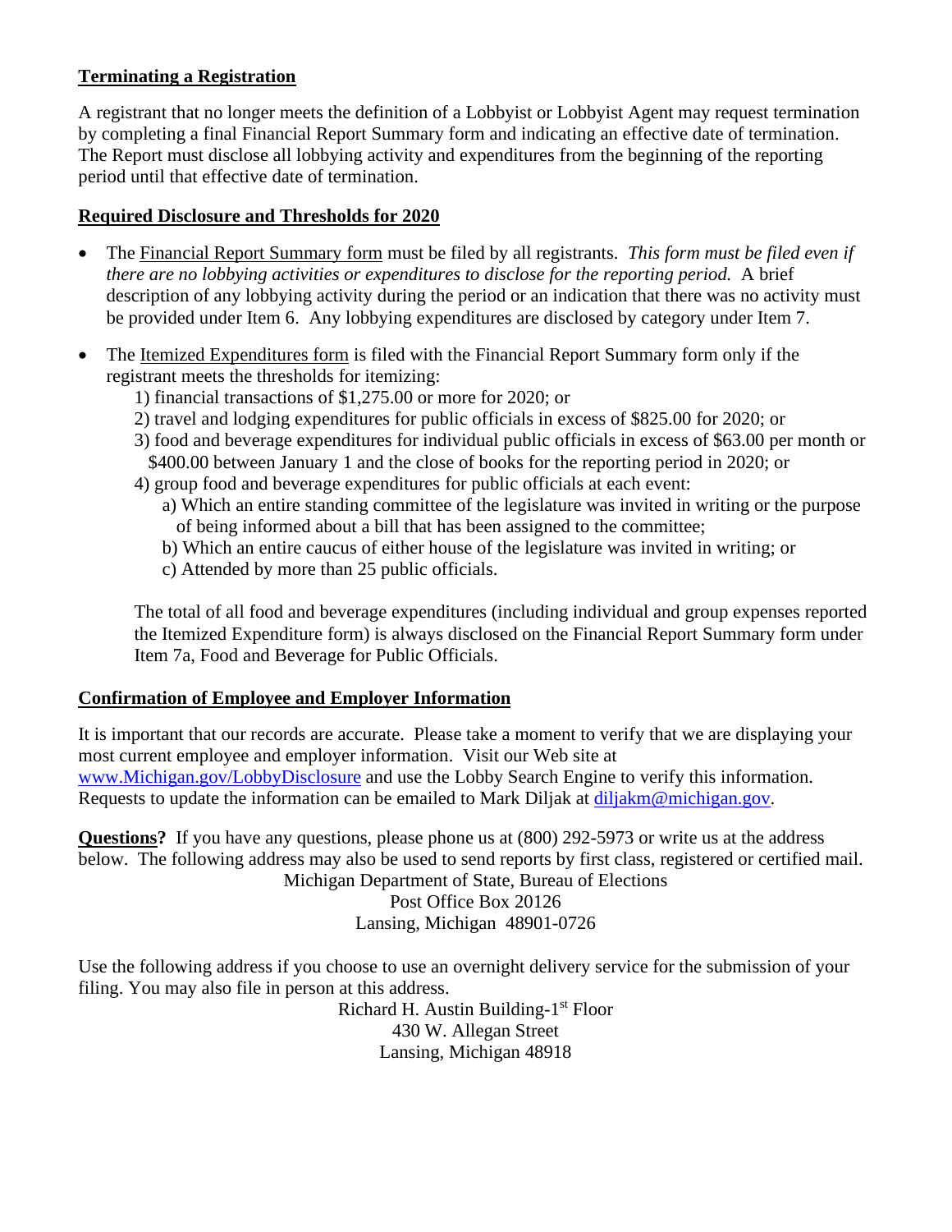**Terminating a Registration**

A registrant that no longer meets the definition of a Lobbyist or Lobbyist Agent may request termination by completing a final Financial Report Summary form and indicating an effective date of termination. The Report must disclose all lobbying activity and expenditures from the beginning of the reporting period until that effective date of termination.

**Required Disclosure and Thresholds for 2020**

- The Financial Report Summary form must be filed by all registrants. *This form must be filed even if there are no lobbying activities or expenditures to disclose for the reporting period.* A brief description of any lobbying activity during the period or an indication that there was no activity must be provided under Item 6. Any lobbying expenditures are disclosed by category under Item 7.

- The Itemized Expenditures form is filed with the Financial Report Summary form only if the registrant meets the thresholds for itemizing:
  1) financial transactions of $1,275.00 or more for 2020; or
  2) travel and lodging expenditures for public officials in excess of $825.00 for 2020; or
  3) food and beverage expenditures for individual public officials in excess of $63.00 per month or $400.00 between January 1 and the close of books for the reporting period in 2020; or
  4) group food and beverage expenditures for public officials at each event:
     a) Which an entire standing committee of the legislature was invited in writing or the purpose of being informed about a bill that has been assigned to the committee;
     b) Which an entire caucus of either house of the legislature was invited in writing; or
     c) Attended by more than 25 public officials.

  The total of all food and beverage expenditures (including individual and group expenses reported the Itemized Expenditure form) is always disclosed on the Financial Report Summary form under Item 7a, Food and Beverage for Public Officials.

**Confirmation of Employee and Employer Information**

It is important that our records are accurate. Please take a moment to verify that we are displaying your most current employee and employer information. Visit our Web site at www.Michigan.gov/LobbyDisclosure and use the Lobby Search Engine to verify this information. Requests to update the information can be emailed to Mark Diljak at diljakm@michigan.gov.

**Questions?** If you have any questions, please phone us at (800) 292-5973 or write us at the address below. The following address may also be used to send reports by first class, registered or certified mail.

Michigan Department of State, Bureau of Elections
Post Office Box 20126
Lansing, Michigan 48901-0726

Use the following address if you choose to use an overnight delivery service for the submission of your filing. You may also file in person at this address.

Richard H. Austin Building-1st Floor
430 W. Allegan Street
Lansing, Michigan 48918